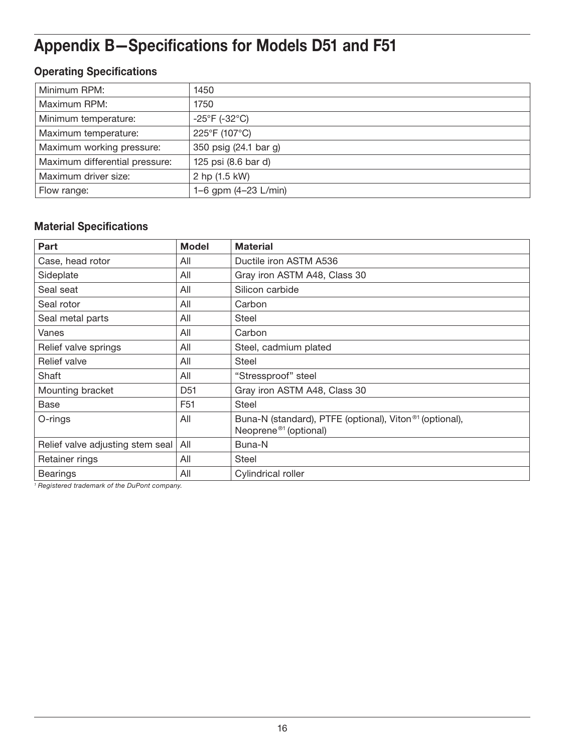# Appendix B—Specifications for Models D51 and F51

## Operating Specifications

| | |
|---|---|
| Minimum RPM: | 1450 |
| Maximum RPM: | 1750 |
| Minimum temperature: | -25°F (-32°C) |
| Maximum temperature: | 225°F (107°C) |
| Maximum working pressure: | 350 psig (24.1 bar g) |
| Maximum differential pressure: | 125 psi (8.6 bar d) |
| Maximum driver size: | 2 hp (1.5 kW) |
| Flow range: | 1–6 gpm (4–23 L/min) |

## Material Specifications

| Part | Model | Material |
|---|---|---|
| Case, head rotor | All | Ductile iron ASTM A536 |
| Sideplate | All | Gray iron ASTM A48, Class 30 |
| Seal seat | All | Silicon carbide |
| Seal rotor | All | Carbon |
| Seal metal parts | All | Steel |
| Vanes | All | Carbon |
| Relief valve springs | All | Steel, cadmium plated |
| Relief valve | All | Steel |
| Shaft | All | "Stressproof" steel |
| Mounting bracket | D51 | Gray iron ASTM A48, Class 30 |
| Base | F51 | Steel |
| O-rings | All | Buna-N (standard), PTFE (optional), Viton®[1] (optional), Neoprene®[1] (optional) |
| Relief valve adjusting stem seal | All | Buna-N |
| Retainer rings | All | Steel |
| Bearings | All | Cylindrical roller |

*[1] Registered trademark of the DuPont company.*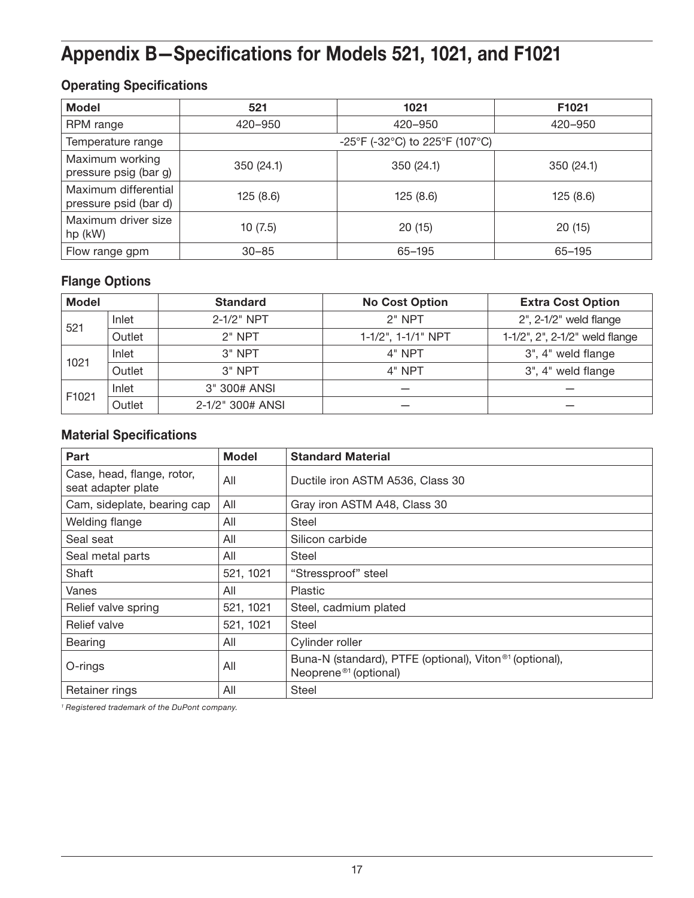# Appendix B—Specifications for Models 521, 1021, and F1021

## Operating Specifications

| Model | 521 | 1021 | F1021 |
|---|---|---|---|
| RPM range | 420–950 | 420–950 | 420–950 |
| Temperature range | -25°F (-32°C) to 225°F (107°C) | | |
| Maximum working pressure psig (bar g) | 350 (24.1) | 350 (24.1) | 350 (24.1) |
| Maximum differential pressure psid (bar d) | 125 (8.6) | 125 (8.6) | 125 (8.6) |
| Maximum driver size hp (kW) | 10 (7.5) | 20 (15) | 20 (15) |
| Flow range gpm | 30–85 | 65–195 | 65–195 |

## Flange Options

| Model | | Standard | No Cost Option | Extra Cost Option |
|---|---|---|---|---|
| 521 | Inlet | 2-1/2" NPT | 2" NPT | 2", 2-1/2" weld flange |
| | Outlet | 2" NPT | 1-1/2", 1-1/1" NPT | 1-1/2", 2", 2-1/2" weld flange |
| 1021 | Inlet | 3" NPT | 4" NPT | 3", 4" weld flange |
| | Outlet | 3" NPT | 4" NPT | 3", 4" weld flange |
| F1021 | Inlet | 3" 300# ANSI | — | — |
| | Outlet | 2-1/2" 300# ANSI | — | — |

## Material Specifications

| Part | Model | Standard Material |
|---|---|---|
| Case, head, flange, rotor, seat adapter plate | All | Ductile iron ASTM A536, Class 30 |
| Cam, sideplate, bearing cap | All | Gray iron ASTM A48, Class 30 |
| Welding flange | All | Steel |
| Seal seat | All | Silicon carbide |
| Seal metal parts | All | Steel |
| Shaft | 521, 1021 | "Stressproof" steel |
| Vanes | All | Plastic |
| Relief valve spring | 521, 1021 | Steel, cadmium plated |
| Relief valve | 521, 1021 | Steel |
| Bearing | All | Cylinder roller |
| O-rings | All | Buna-N (standard), PTFE (optional), Viton®[1] (optional), Neoprene®[1] (optional) |
| Retainer rings | All | Steel |

*[1] Registered trademark of the DuPont company.*